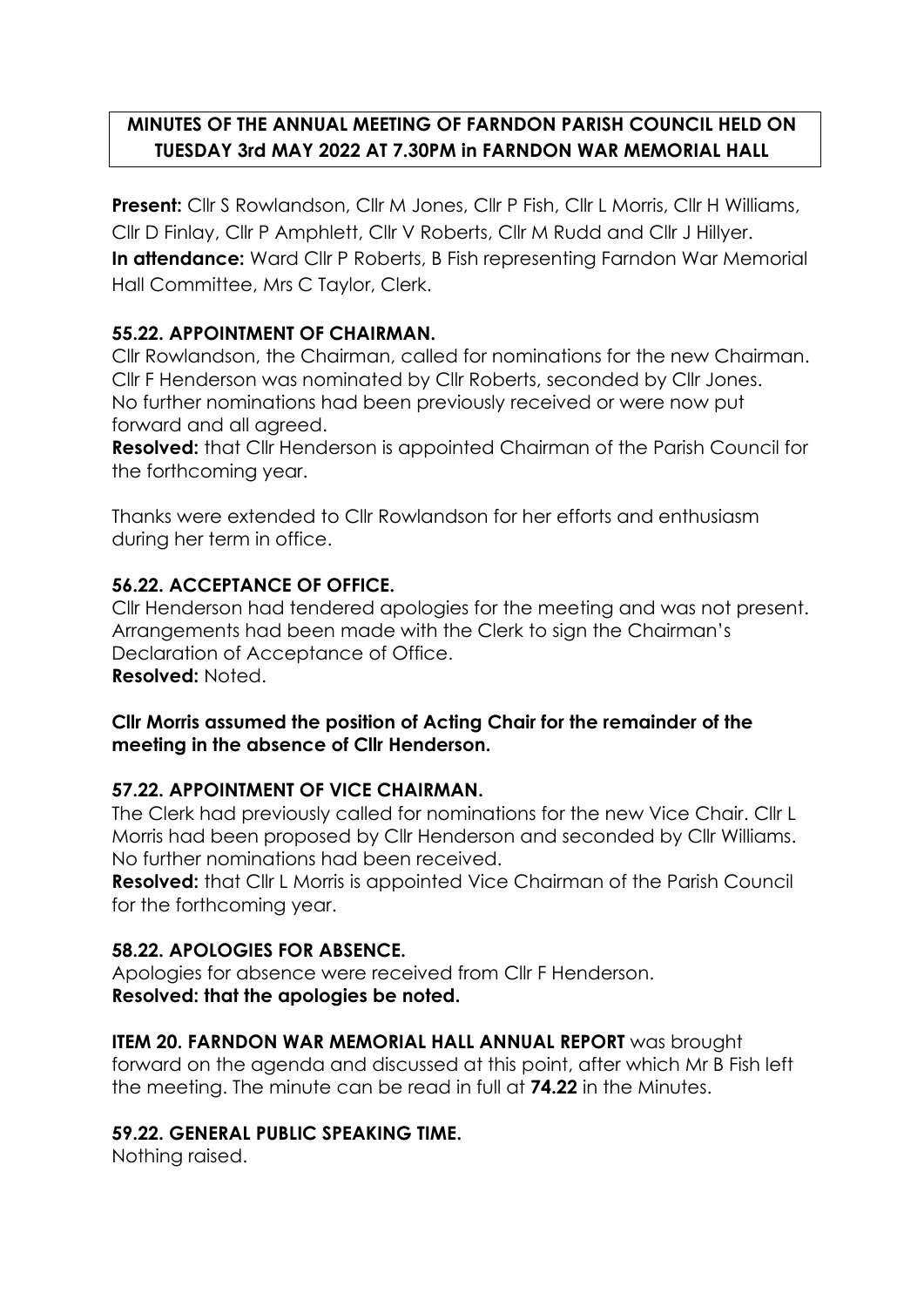# MINUTES OF THE ANNUAL MEETING OF FARNDON PARISH COUNCIL HELD ON TUESDAY 3rd MAY 2022 AT 7.30PM in FARNDON WAR MEMORIAL HALL

**Present:** Cllr S Rowlandson, Cllr M Jones, Cllr P Fish, Cllr L Morris, Cllr H Williams, Cllr D Finlay, Cllr P Amphlett, Cllr V Roberts, Cllr M Rudd and Cllr J Hillyer.
**In attendance:** Ward Cllr P Roberts, B Fish representing Farndon War Memorial Hall Committee, Mrs C Taylor, Clerk.

### 55.22. APPOINTMENT OF CHAIRMAN.

Cllr Rowlandson, the Chairman, called for nominations for the new Chairman. Cllr F Henderson was nominated by Cllr Roberts, seconded by Cllr Jones. No further nominations had been previously received or were now put forward and all agreed.

**Resolved:** that Cllr Henderson is appointed Chairman of the Parish Council for the forthcoming year.

Thanks were extended to Cllr Rowlandson for her efforts and enthusiasm during her term in office.

### 56.22. ACCEPTANCE OF OFFICE.

Cllr Henderson had tendered apologies for the meeting and was not present. Arrangements had been made with the Clerk to sign the Chairman's Declaration of Acceptance of Office.
**Resolved:** Noted.

**Cllr Morris assumed the position of Acting Chair for the remainder of the meeting in the absence of Cllr Henderson.**

### 57.22. APPOINTMENT OF VICE CHAIRMAN.

The Clerk had previously called for nominations for the new Vice Chair. Cllr L Morris had been proposed by Cllr Henderson and seconded by Cllr Williams. No further nominations had been received.

**Resolved:** that Cllr L Morris is appointed Vice Chairman of the Parish Council for the forthcoming year.

### 58.22. APOLOGIES FOR ABSENCE.

Apologies for absence were received from Cllr F Henderson.
**Resolved: that the apologies be noted.**

**ITEM 20. FARNDON WAR MEMORIAL HALL ANNUAL REPORT** was brought forward on the agenda and discussed at this point, after which Mr B Fish left the meeting. The minute can be read in full at **74.22** in the Minutes.

### 59.22. GENERAL PUBLIC SPEAKING TIME.

Nothing raised.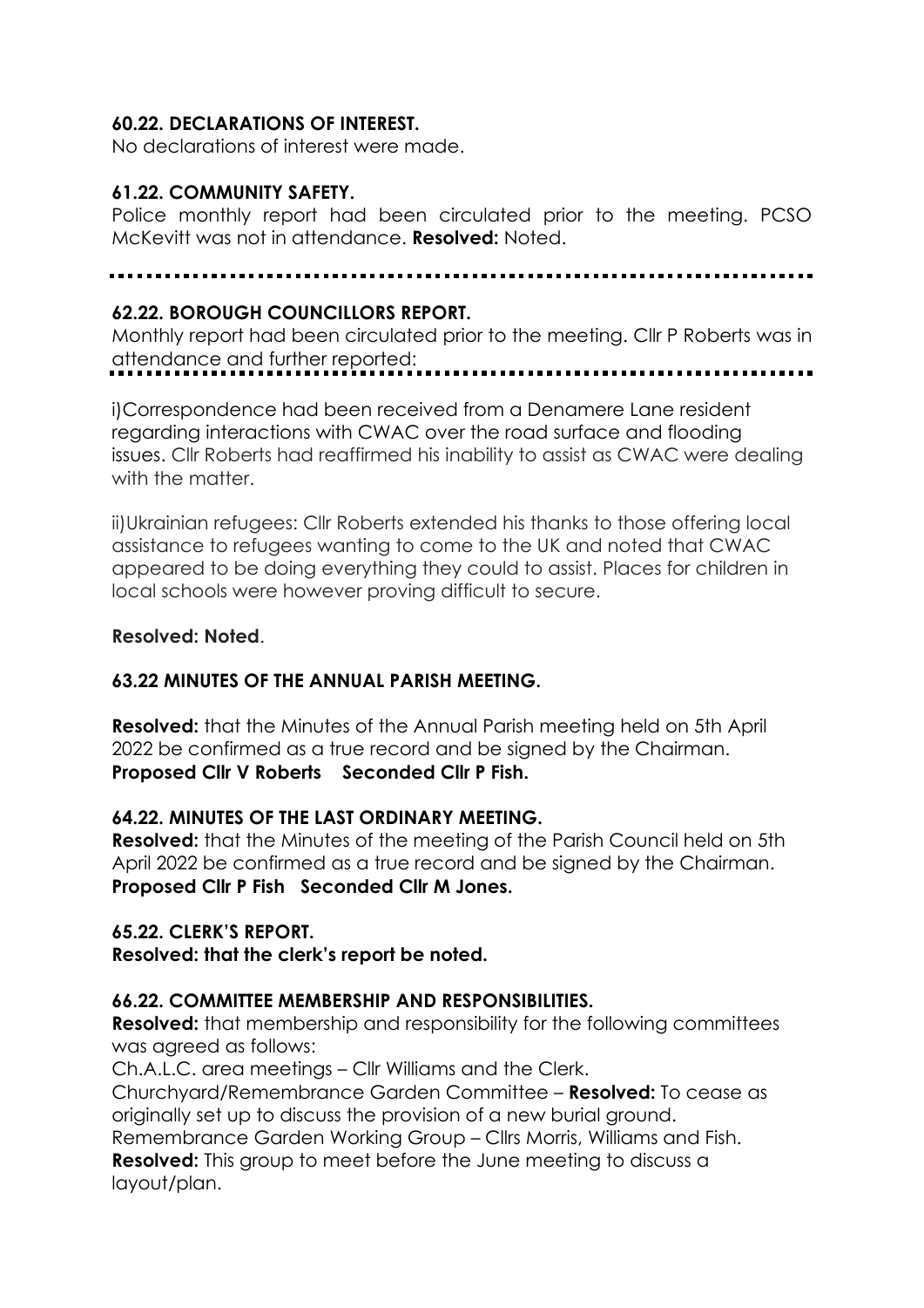**60.22. DECLARATIONS OF INTEREST.**

No declarations of interest were made.

**61.22. COMMUNITY SAFETY.**

Police monthly report had been circulated prior to the meeting. PCSO McKevitt was not in attendance. **Resolved:** Noted.

**62.22. BOROUGH COUNCILLORS REPORT.**

Monthly report had been circulated prior to the meeting. Cllr P Roberts was in attendance and further reported:

i)Correspondence had been received from a Denamere Lane resident regarding interactions with CWAC over the road surface and flooding issues. Cllr Roberts had reaffirmed his inability to assist as CWAC were dealing with the matter.

ii)Ukrainian refugees: Cllr Roberts extended his thanks to those offering local assistance to refugees wanting to come to the UK and noted that CWAC appeared to be doing everything they could to assist. Places for children in local schools were however proving difficult to secure.

**Resolved: Noted**.

**63.22 MINUTES OF THE ANNUAL PARISH MEETING.**

**Resolved:** that the Minutes of the Annual Parish meeting held on 5th April 2022 be confirmed as a true record and be signed by the Chairman.
**Proposed Cllr V Roberts Seconded Cllr P Fish.**

**64.22. MINUTES OF THE LAST ORDINARY MEETING.**

**Resolved:** that the Minutes of the meeting of the Parish Council held on 5th April 2022 be confirmed as a true record and be signed by the Chairman.
**Proposed Cllr P Fish Seconded Cllr M Jones.**

**65.22. CLERK'S REPORT.**

**Resolved: that the clerk's report be noted.**

**66.22. COMMITTEE MEMBERSHIP AND RESPONSIBILITIES.**

**Resolved:** that membership and responsibility for the following committees was agreed as follows:

Ch.A.L.C. area meetings – Cllr Williams and the Clerk.

Churchyard/Remembrance Garden Committee – **Resolved:** To cease as originally set up to discuss the provision of a new burial ground.

Remembrance Garden Working Group – Cllrs Morris, Williams and Fish.

**Resolved:** This group to meet before the June meeting to discuss a layout/plan.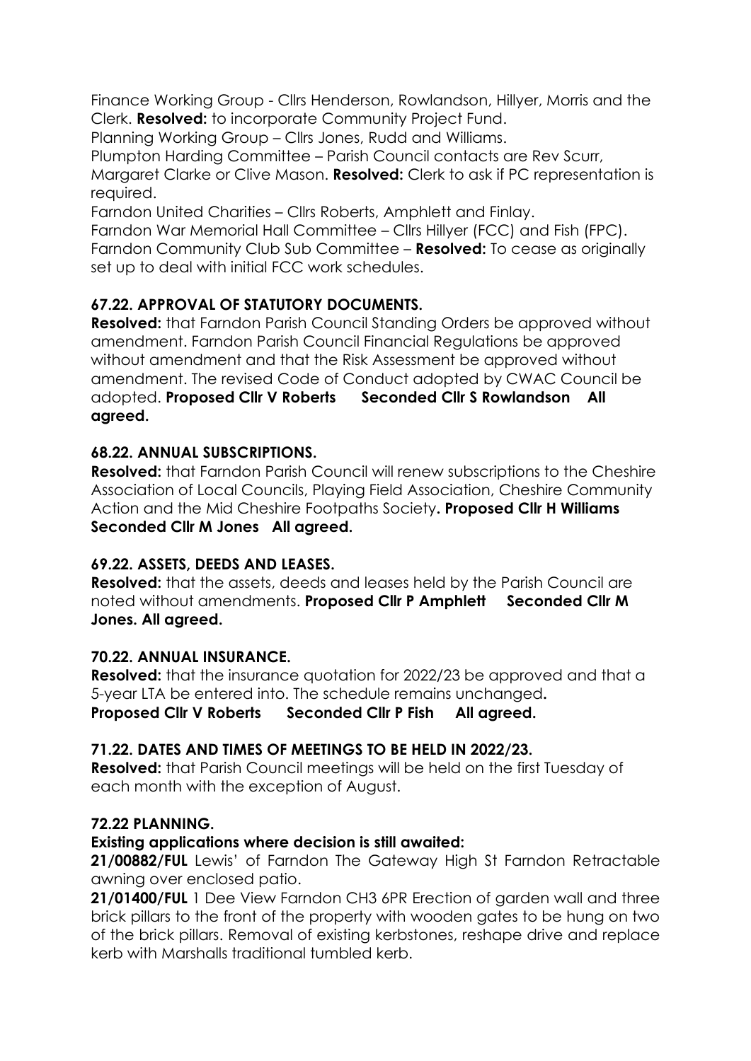Finance Working Group - Cllrs Henderson, Rowlandson, Hillyer, Morris and the Clerk. **Resolved:** to incorporate Community Project Fund.
Planning Working Group – Cllrs Jones, Rudd and Williams.
Plumpton Harding Committee – Parish Council contacts are Rev Scurr, Margaret Clarke or Clive Mason. **Resolved:** Clerk to ask if PC representation is required.
Farndon United Charities – Cllrs Roberts, Amphlett and Finlay.
Farndon War Memorial Hall Committee – Cllrs Hillyer (FCC) and Fish (FPC).
Farndon Community Club Sub Committee – **Resolved:** To cease as originally set up to deal with initial FCC work schedules.

**67.22. APPROVAL OF STATUTORY DOCUMENTS.**

**Resolved:** that Farndon Parish Council Standing Orders be approved without amendment. Farndon Parish Council Financial Regulations be approved without amendment and that the Risk Assessment be approved without amendment. The revised Code of Conduct adopted by CWAC Council be adopted. **Proposed Cllr V Roberts Seconded Cllr S Rowlandson All agreed.**

**68.22. ANNUAL SUBSCRIPTIONS.**

**Resolved:** that Farndon Parish Council will renew subscriptions to the Cheshire Association of Local Councils, Playing Field Association, Cheshire Community Action and the Mid Cheshire Footpaths Society**. Proposed Cllr H Williams Seconded Cllr M Jones All agreed.**

**69.22. ASSETS, DEEDS AND LEASES.**

**Resolved:** that the assets, deeds and leases held by the Parish Council are noted without amendments. **Proposed Cllr P Amphlett Seconded Cllr M Jones. All agreed.**

**70.22. ANNUAL INSURANCE.**

**Resolved:** that the insurance quotation for 2022/23 be approved and that a 5-year LTA be entered into. The schedule remains unchanged**.**
**Proposed Cllr V Roberts Seconded Cllr P Fish All agreed.**

**71.22. DATES AND TIMES OF MEETINGS TO BE HELD IN 2022/23.**

**Resolved:** that Parish Council meetings will be held on the first Tuesday of each month with the exception of August.

**72.22 PLANNING.**

**Existing applications where decision is still awaited:**

**21/00882/FUL** Lewis' of Farndon The Gateway High St Farndon Retractable awning over enclosed patio.

**21/01400/FUL** 1 Dee View Farndon CH3 6PR Erection of garden wall and three brick pillars to the front of the property with wooden gates to be hung on two of the brick pillars. Removal of existing kerbstones, reshape drive and replace kerb with Marshalls traditional tumbled kerb.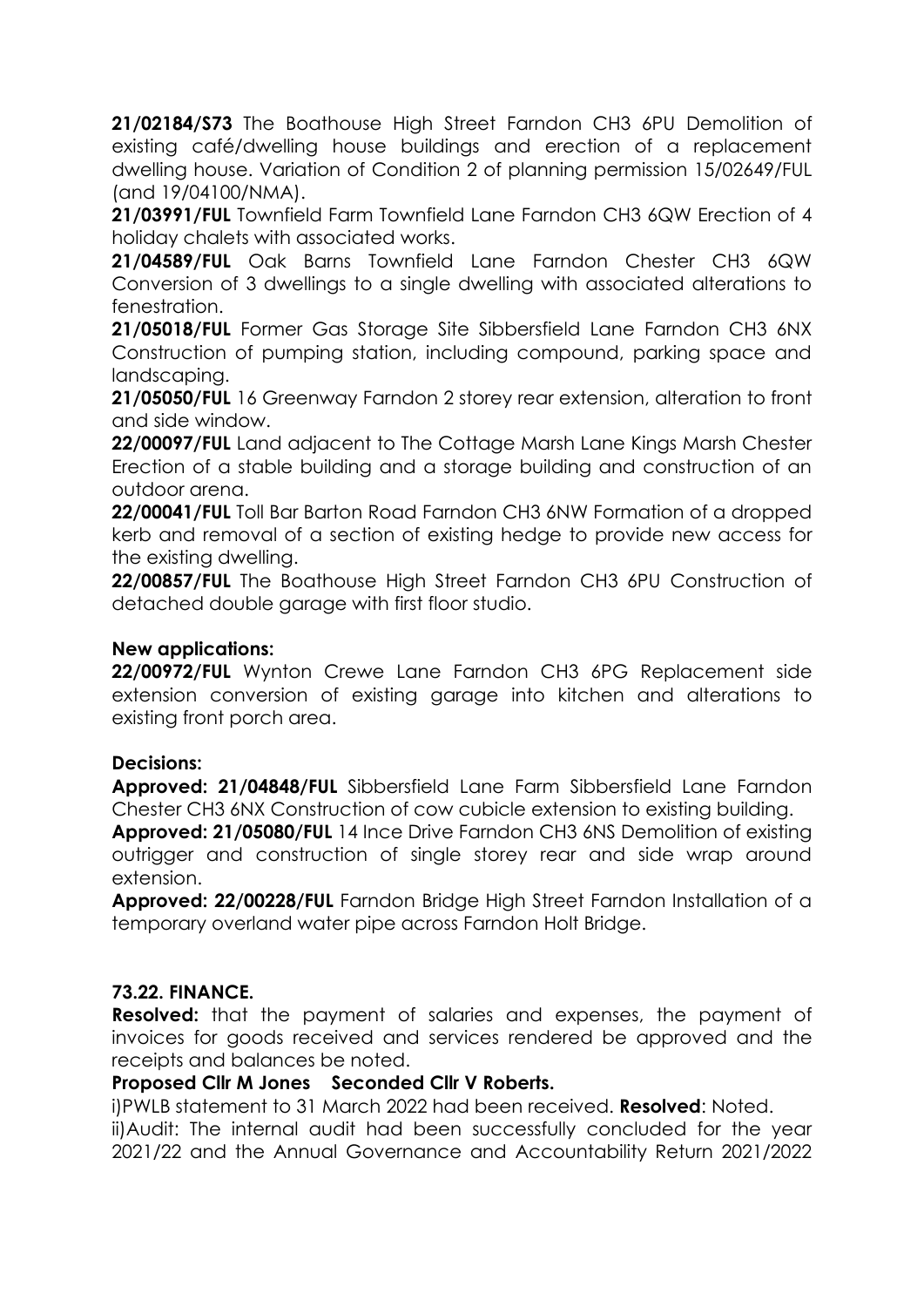**21/02184/S73** The Boathouse High Street Farndon CH3 6PU Demolition of existing café/dwelling house buildings and erection of a replacement dwelling house. Variation of Condition 2 of planning permission 15/02649/FUL (and 19/04100/NMA).

**21/03991/FUL** Townfield Farm Townfield Lane Farndon CH3 6QW Erection of 4 holiday chalets with associated works.

**21/04589/FUL** Oak Barns Townfield Lane Farndon Chester CH3 6QW Conversion of 3 dwellings to a single dwelling with associated alterations to fenestration.

**21/05018/FUL** Former Gas Storage Site Sibbersfield Lane Farndon CH3 6NX Construction of pumping station, including compound, parking space and landscaping.

**21/05050/FUL** 16 Greenway Farndon 2 storey rear extension, alteration to front and side window.

**22/00097/FUL** Land adjacent to The Cottage Marsh Lane Kings Marsh Chester Erection of a stable building and a storage building and construction of an outdoor arena.

**22/00041/FUL** Toll Bar Barton Road Farndon CH3 6NW Formation of a dropped kerb and removal of a section of existing hedge to provide new access for the existing dwelling.

**22/00857/FUL** The Boathouse High Street Farndon CH3 6PU Construction of detached double garage with first floor studio.

**New applications:**

**22/00972/FUL** Wynton Crewe Lane Farndon CH3 6PG Replacement side extension conversion of existing garage into kitchen and alterations to existing front porch area.

**Decisions:**

**Approved: 21/04848/FUL** Sibbersfield Lane Farm Sibbersfield Lane Farndon Chester CH3 6NX Construction of cow cubicle extension to existing building.

**Approved: 21/05080/FUL** 14 Ince Drive Farndon CH3 6NS Demolition of existing outrigger and construction of single storey rear and side wrap around extension.

**Approved: 22/00228/FUL** Farndon Bridge High Street Farndon Installation of a temporary overland water pipe across Farndon Holt Bridge.

**73.22. FINANCE.**

**Resolved:** that the payment of salaries and expenses, the payment of invoices for goods received and services rendered be approved and the receipts and balances be noted.

**Proposed Cllr M Jones Seconded Cllr V Roberts.**

i)PWLB statement to 31 March 2022 had been received. **Resolved**: Noted.

ii)Audit: The internal audit had been successfully concluded for the year 2021/22 and the Annual Governance and Accountability Return 2021/2022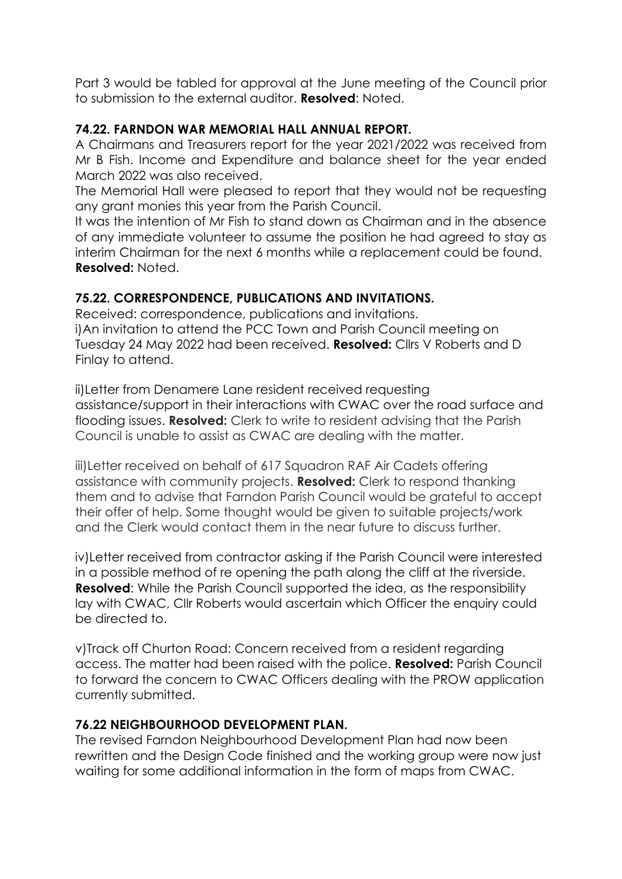Part 3 would be tabled for approval at the June meeting of the Council prior to submission to the external auditor. **Resolved**: Noted.

### 74.22. FARNDON WAR MEMORIAL HALL ANNUAL REPORT.

A Chairmans and Treasurers report for the year 2021/2022 was received from Mr B Fish. Income and Expenditure and balance sheet for the year ended March 2022 was also received.

The Memorial Hall were pleased to report that they would not be requesting any grant monies this year from the Parish Council.

It was the intention of Mr Fish to stand down as Chairman and in the absence of any immediate volunteer to assume the position he had agreed to stay as interim Chairman for the next 6 months while a replacement could be found. **Resolved:** Noted.

### 75.22. CORRESPONDENCE, PUBLICATIONS AND INVITATIONS.

Received: correspondence, publications and invitations.

i)An invitation to attend the PCC Town and Parish Council meeting on Tuesday 24 May 2022 had been received. **Resolved:** Cllrs V Roberts and D Finlay to attend.

ii)Letter from Denamere Lane resident received requesting assistance/support in their interactions with CWAC over the road surface and flooding issues. **Resolved:** Clerk to write to resident advising that the Parish Council is unable to assist as CWAC are dealing with the matter.

iii)Letter received on behalf of 617 Squadron RAF Air Cadets offering assistance with community projects. **Resolved:** Clerk to respond thanking them and to advise that Farndon Parish Council would be grateful to accept their offer of help. Some thought would be given to suitable projects/work and the Clerk would contact them in the near future to discuss further.

iv)Letter received from contractor asking if the Parish Council were interested in a possible method of re opening the path along the cliff at the riverside. **Resolved**: While the Parish Council supported the idea, as the responsibility lay with CWAC, Cllr Roberts would ascertain which Officer the enquiry could be directed to.

v)Track off Churton Road: Concern received from a resident regarding access. The matter had been raised with the police. **Resolved:** Parish Council to forward the concern to CWAC Officers dealing with the PROW application currently submitted.

### 76.22 NEIGHBOURHOOD DEVELOPMENT PLAN.

The revised Farndon Neighbourhood Development Plan had now been rewritten and the Design Code finished and the working group were now just waiting for some additional information in the form of maps from CWAC.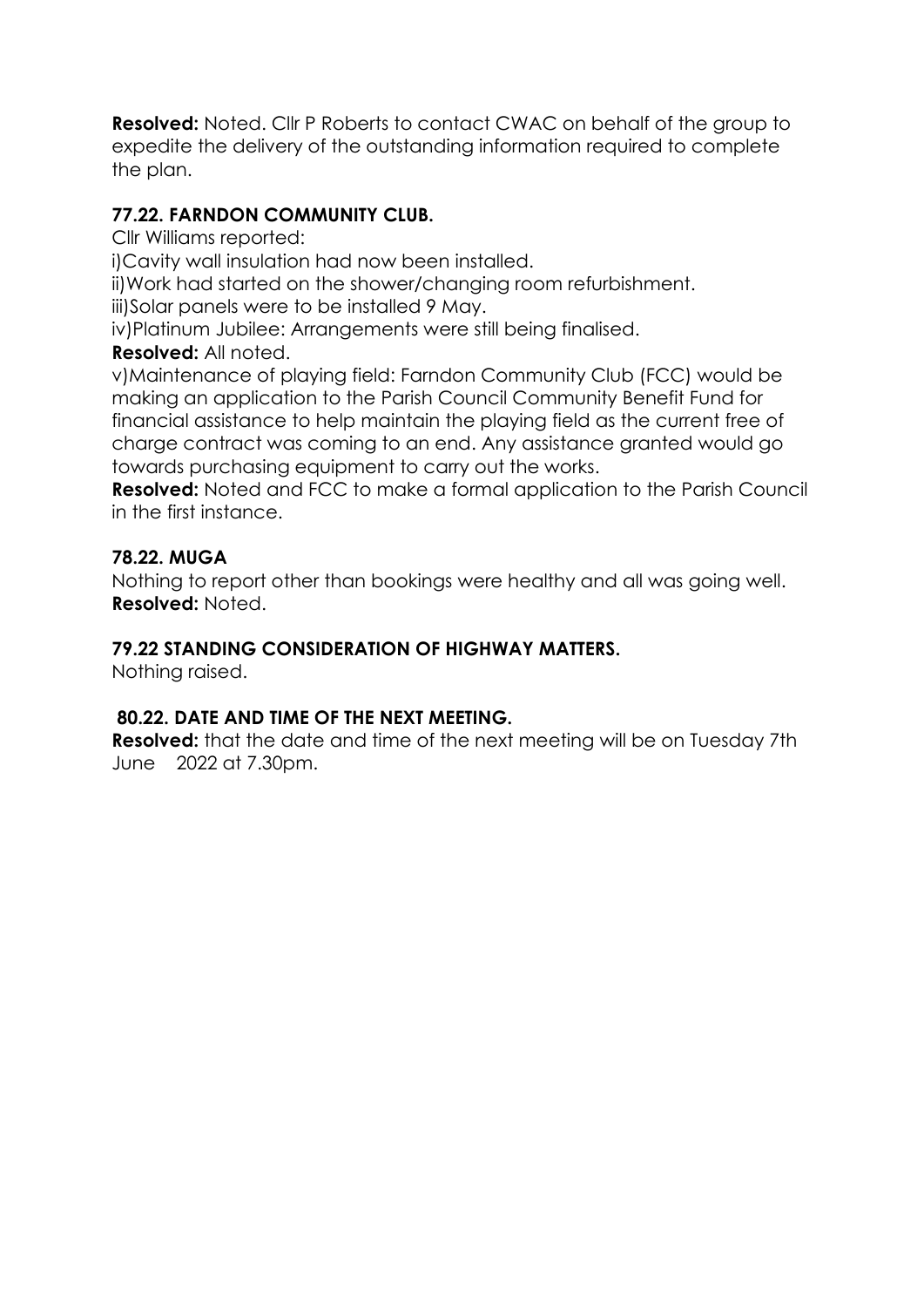**Resolved:** Noted. Cllr P Roberts to contact CWAC on behalf of the group to expedite the delivery of the outstanding information required to complete the plan.

### 77.22. FARNDON COMMUNITY CLUB.

Cllr Williams reported:

i)Cavity wall insulation had now been installed.

ii)Work had started on the shower/changing room refurbishment.

iii)Solar panels were to be installed 9 May.

iv)Platinum Jubilee: Arrangements were still being finalised.

**Resolved:** All noted.

v)Maintenance of playing field: Farndon Community Club (FCC) would be making an application to the Parish Council Community Benefit Fund for financial assistance to help maintain the playing field as the current free of charge contract was coming to an end. Any assistance granted would go towards purchasing equipment to carry out the works.

**Resolved:** Noted and FCC to make a formal application to the Parish Council in the first instance.

### 78.22. MUGA

Nothing to report other than bookings were healthy and all was going well.
**Resolved:** Noted.

### 79.22 STANDING CONSIDERATION OF HIGHWAY MATTERS.

Nothing raised.

### 80.22. DATE AND TIME OF THE NEXT MEETING.

**Resolved:** that the date and time of the next meeting will be on Tuesday 7th June 2022 at 7.30pm.